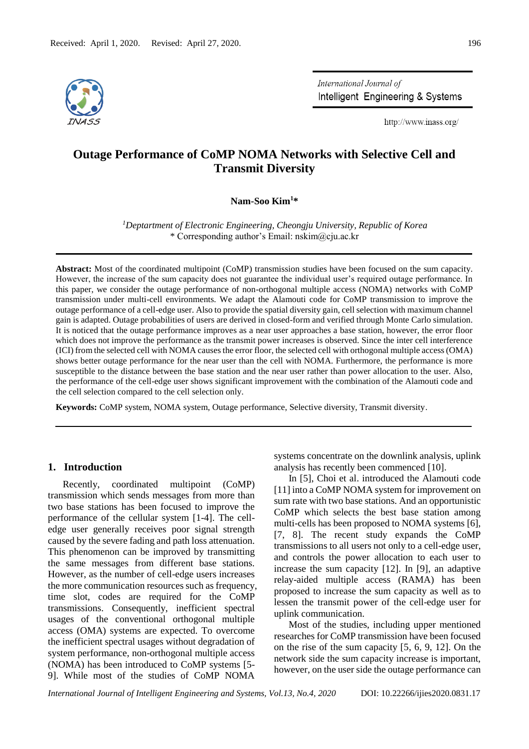Received: April 1, 2020. Revised: April 27, 2020.

# Outage Performance of CoMP NOMA Networks with Selective Cell and Transmit Diversity

**Nam-Soo Kim[1]***

[1]*Deptartment of Electronic Engineering, Cheongju University, Republic of Korea*
\* Corresponding author's Email: nskim@cju.ac.kr

**Abstract:** Most of the coordinated multipoint (CoMP) transmission studies have been focused on the sum capacity. However, the increase of the sum capacity does not guarantee the individual user's required outage performance. In this paper, we consider the outage performance of non-orthogonal multiple access (NOMA) networks with CoMP transmission under multi-cell environments. We adapt the Alamouti code for CoMP transmission to improve the outage performance of a cell-edge user. Also to provide the spatial diversity gain, cell selection with maximum channel gain is adapted. Outage probabilities of users are derived in closed-form and verified through Monte Carlo simulation. It is noticed that the outage performance improves as a near user approaches a base station, however, the error floor which does not improve the performance as the transmit power increases is observed. Since the inter cell interference (ICI) from the selected cell with NOMA causes the error floor, the selected cell with orthogonal multiple access (OMA) shows better outage performance for the near user than the cell with NOMA. Furthermore, the performance is more susceptible to the distance between the base station and the near user rather than power allocation to the user. Also, the performance of the cell-edge user shows significant improvement with the combination of the Alamouti code and the cell selection compared to the cell selection only.

**Keywords:** CoMP system, NOMA system, Outage performance, Selective diversity, Transmit diversity.

## 1. Introduction

Recently, coordinated multipoint (CoMP) transmission which sends messages from more than two base stations has been focused to improve the performance of the cellular system [1-4]. The cell-edge user generally receives poor signal strength caused by the severe fading and path loss attenuation. This phenomenon can be improved by transmitting the same messages from different base stations. However, as the number of cell-edge users increases the more communication resources such as frequency, time slot, codes are required for the CoMP transmissions. Consequently, inefficient spectral usages of the conventional orthogonal multiple access (OMA) systems are expected. To overcome the inefficient spectral usages without degradation of system performance, non-orthogonal multiple access (NOMA) has been introduced to CoMP systems [5-9]. While most of the studies of CoMP NOMA systems concentrate on the downlink analysis, uplink analysis has recently been commenced [10].

In [5], Choi et al. introduced the Alamouti code [11] into a CoMP NOMA system for improvement on sum rate with two base stations. And an opportunistic CoMP which selects the best base station among multi-cells has been proposed to NOMA systems [6], [7, 8]. The recent study expands the CoMP transmissions to all users not only to a cell-edge user, and controls the power allocation to each user to increase the sum capacity [12]. In [9], an adaptive relay-aided multiple access (RAMA) has been proposed to increase the sum capacity as well as to lessen the transmit power of the cell-edge user for uplink communication.

Most of the studies, including upper mentioned researches for CoMP transmission have been focused on the rise of the sum capacity [5, 6, 9, 12]. On the network side the sum capacity increase is important, however, on the user side the outage performance can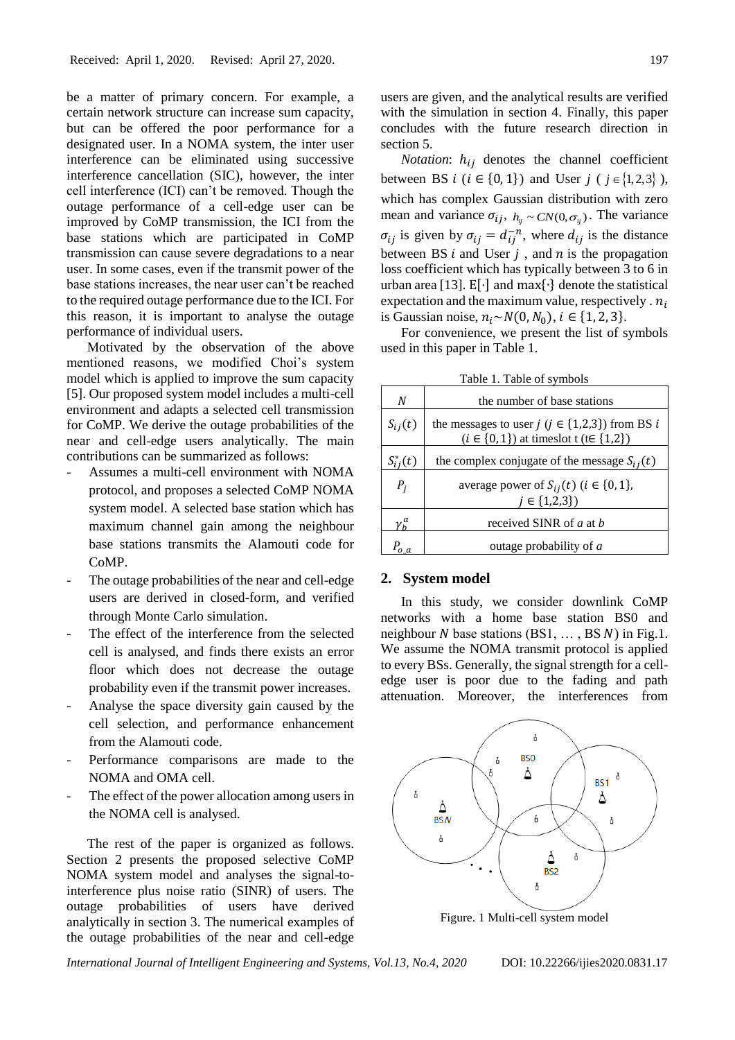be a matter of primary concern. For example, a certain network structure can increase sum capacity, but can be offered the poor performance for a designated user. In a NOMA system, the inter user interference can be eliminated using successive interference cancellation (SIC), however, the inter cell interference (ICI) can't be removed. Though the outage performance of a cell-edge user can be improved by CoMP transmission, the ICI from the base stations which are participated in CoMP transmission can cause severe degradations to a near user. In some cases, even if the transmit power of the base stations increases, the near user can't be reached to the required outage performance due to the ICI. For this reason, it is important to analyse the outage performance of individual users.

Motivated by the observation of the above mentioned reasons, we modified Choi's system model which is applied to improve the sum capacity [5]. Our proposed system model includes a multi-cell environment and adapts a selected cell transmission for CoMP. We derive the outage probabilities of the near and cell-edge users analytically. The main contributions can be summarized as follows:

- Assumes a multi-cell environment with NOMA protocol, and proposes a selected CoMP NOMA system model. A selected base station which has maximum channel gain among the neighbour base stations transmits the Alamouti code for CoMP.
- The outage probabilities of the near and cell-edge users are derived in closed-form, and verified through Monte Carlo simulation.
- The effect of the interference from the selected cell is analysed, and finds there exists an error floor which does not decrease the outage probability even if the transmit power increases.
- Analyse the space diversity gain caused by the cell selection, and performance enhancement from the Alamouti code.
- Performance comparisons are made to the NOMA and OMA cell.
- The effect of the power allocation among users in the NOMA cell is analysed.

The rest of the paper is organized as follows. Section 2 presents the proposed selective CoMP NOMA system model and analyses the signal-to-interference plus noise ratio (SINR) of users. The outage probabilities of users have derived analytically in section 3. The numerical examples of the outage probabilities of the near and cell-edge users are given, and the analytical results are verified with the simulation in section 4. Finally, this paper concludes with the future research direction in section 5.

*Notation*: $h_{ij}$ denotes the channel coefficient between BS $i$ ($i \in \{0, 1\}$) and User $j$ ($j \in \{1,2,3\}$), which has complex Gaussian distribution with zero mean and variance $\sigma_{ij}$, $h_{ij} \sim CN(0, \sigma_{ij})$. The variance $\sigma_{ij}$ is given by $\sigma_{ij} = d_{ij}^{-n}$, where $d_{ij}$ is the distance between BS $i$ and User $j$, and $n$ is the propagation loss coefficient which has typically between 3 to 6 in urban area [13]. E[·] and max{·} denote the statistical expectation and the maximum value, respectively . $n_i$ is Gaussian noise, $n_i \sim N(0, N_0)$, $i \in \{1, 2, 3\}$.

For convenience, we present the list of symbols used in this paper in Table 1.

Table 1. Table of symbols

| | |
|---|---|
| $N$ | the number of base stations |
| $S_{ij}(t)$ | the messages to user $j$ ($j \in \{1,2,3\}$) from BS $i$ ($i \in \{0,1\}$) at timeslot t (t$\in \{1,2\}$) |
| $S_{ij}^{*}(t)$ | the complex conjugate of the message $S_{ij}(t)$ |
| $P_j$ | average power of $S_{ij}(t)$ ($i \in \{0, 1\}$, $j \in \{1,2,3\}$) |
| $\gamma_b^a$ | received SINR of $a$ at $b$ |
| $P_{o\_a}$ | outage probability of $a$ |

## 2. System model

In this study, we consider downlink CoMP networks with a home base station BS0 and neighbour $N$ base stations (BS1, … , BS $N$) in Fig.1. We assume the NOMA transmit protocol is applied to every BSs. Generally, the signal strength for a cell-edge user is poor due to the fading and path attenuation. Moreover, the interferences from

Figure. 1 Multi-cell system model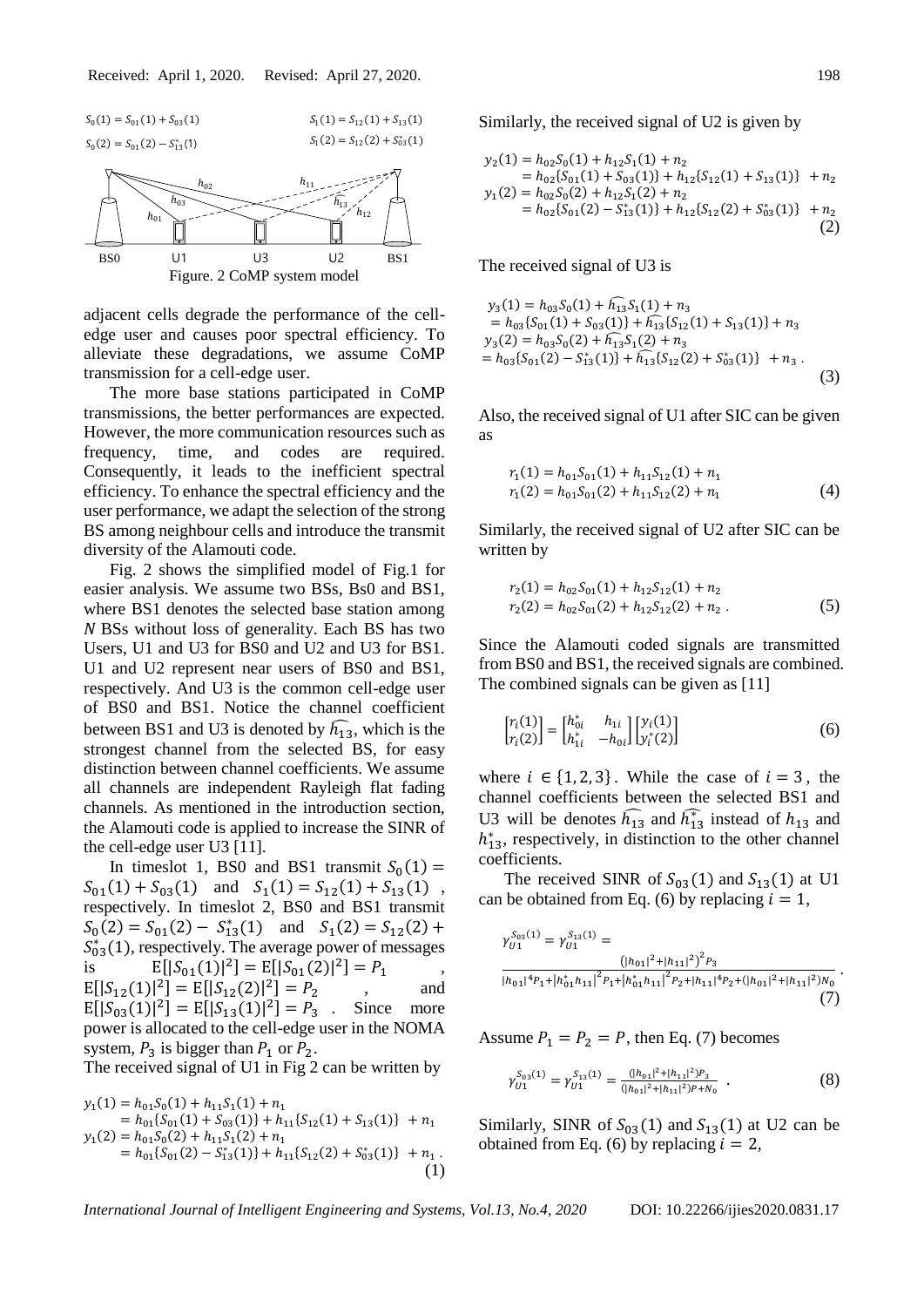$S_0(1) = S_{01}(1) + S_{03}(1)$

$S_0(2) = S_{01}(2) - S_{13}^*(1)$

$S_1(1) = S_{12}(1) + S_{13}(1)$

$S_1(2) = S_{12}(2) + S_{03}^*(1)$

BS0 U1 U3 U2 BS1

Figure. 2 CoMP system model

adjacent cells degrade the performance of the cell-edge user and causes poor spectral efficiency. To alleviate these degradations, we assume CoMP transmission for a cell-edge user.

The more base stations participated in CoMP transmissions, the better performances are expected. However, the more communication resources such as frequency, time, and codes are required. Consequently, it leads to the inefficient spectral efficiency. To enhance the spectral efficiency and the user performance, we adapt the selection of the strong BS among neighbour cells and introduce the transmit diversity of the Alamouti code.

Fig. 2 shows the simplified model of Fig.1 for easier analysis. We assume two BSs, Bs0 and BS1, where BS1 denotes the selected base station among $N$ BSs without loss of generality. Each BS has two Users, U1 and U3 for BS0 and U2 and U3 for BS1. U1 and U2 represent near users of BS0 and BS1, respectively. And U3 is the common cell-edge user of BS0 and BS1. Notice the channel coefficient between BS1 and U3 is denoted by $\widehat{h_{13}}$, which is the strongest channel from the selected BS, for easy distinction between channel coefficients. We assume all channels are independent Rayleigh flat fading channels. As mentioned in the introduction section, the Alamouti code is applied to increase the SINR of the cell-edge user U3 [11].

In timeslot 1, BS0 and BS1 transmit $S_0(1) = S_{01}(1) + S_{03}(1)$ and $S_1(1) = S_{12}(1) + S_{13}(1)$, respectively. In timeslot 2, BS0 and BS1 transmit $S_0(2) = S_{01}(2) - S_{13}^*(1)$ and $S_1(2) = S_{12}(2) + S_{03}^*(1)$, respectively. The average power of messages is $\mathrm{E}[|S_{01}(1)|^2] = \mathrm{E}[|S_{01}(2)|^2] = P_1$, $\mathrm{E}[|S_{12}(1)|^2] = \mathrm{E}[|S_{12}(2)|^2] = P_2$, and $\mathrm{E}[|S_{03}(1)|^2] = \mathrm{E}[|S_{13}(1)|^2] = P_3$. Since more power is allocated to the cell-edge user in the NOMA system, $P_3$ is bigger than $P_1$ or $P_2$.

The received signal of U1 in Fig 2 can be written by

$$
\begin{aligned}
y_1(1) &= h_{01}S_0(1) + h_{11}S_1(1) + n_1 \\
&= h_{01}\{S_{01}(1) + S_{03}(1)\} + h_{11}\{S_{12}(1) + S_{13}(1)\} + n_1 \\
y_1(2) &= h_{01}S_0(2) + h_{11}S_1(2) + n_1 \\
&= h_{01}\{S_{01}(2) - S_{13}^*(1)\} + h_{11}\{S_{12}(2) + S_{03}^*(1)\} + n_1 .
\end{aligned} \tag{1}
$$

Similarly, the received signal of U2 is given by

$$
\begin{aligned}
y_2(1) &= h_{02}S_0(1) + h_{12}S_1(1) + n_2 \\
&= h_{02}\{S_{01}(1) + S_{03}(1)\} + h_{12}\{S_{12}(1) + S_{13}(1)\} + n_2 \\
y_1(2) &= h_{02}S_0(2) + h_{12}S_1(2) + n_2 \\
&= h_{02}\{S_{01}(2) - S_{13}^*(1)\} + h_{12}\{S_{12}(2) + S_{03}^*(1)\} + n_2
\end{aligned} \tag{2}
$$

The received signal of U3 is

$$
\begin{aligned}
y_3(1) &= h_{03}S_0(1) + \widehat{h_{13}}S_1(1) + n_3 \\
&= h_{03}\{S_{01}(1) + S_{03}(1)\} + \widehat{h_{13}}\{S_{12}(1) + S_{13}(1)\} + n_3 \\
y_3(2) &= h_{03}S_0(2) + \widehat{h_{13}}S_1(2) + n_3 \\
&= h_{03}\{S_{01}(2) - S_{13}^*(1)\} + \widehat{h_{13}}\{S_{12}(2) + S_{03}^*(1)\} + n_3 .
\end{aligned} \tag{3}
$$

Also, the received signal of U1 after SIC can be given as

$$
\begin{aligned}
r_1(1) &= h_{01}S_{01}(1) + h_{11}S_{12}(1) + n_1 \\
r_1(2) &= h_{01}S_{01}(2) + h_{11}S_{12}(2) + n_1
\end{aligned} \tag{4}
$$

Similarly, the received signal of U2 after SIC can be written by

$$
\begin{aligned}
r_2(1) &= h_{02}S_{01}(1) + h_{12}S_{12}(1) + n_2 \\
r_2(2) &= h_{02}S_{01}(2) + h_{12}S_{12}(2) + n_2 .
\end{aligned} \tag{5}
$$

Since the Alamouti coded signals are transmitted from BS0 and BS1, the received signals are combined. The combined signals can be given as [11]

$$
\begin{bmatrix} r_i(1) \\ r_i(2) \end{bmatrix} = \begin{bmatrix} h_{0i}^* & h_{1i} \\ h_{1i}^* & -h_{0i} \end{bmatrix} \begin{bmatrix} y_i(1) \\ y_i^*(2) \end{bmatrix} \tag{6}
$$

where $i \in \{1, 2, 3\}$. While the case of $i = 3$, the channel coefficients between the selected BS1 and U3 will be denotes $\widehat{h_{13}}$ and $\widehat{h_{13}^*}$ instead of $h_{13}$ and $h_{13}^*$, respectively, in distinction to the other channel coefficients.

The received SINR of $S_{03}(1)$ and $S_{13}(1)$ at U1 can be obtained from Eq. (6) by replacing $i = 1$,

$$
\gamma_{U1}^{S_{03}(1)} = \gamma_{U1}^{S_{13}(1)} = \frac{\left(|h_{01}|^2 + |h_{11}|^2\right)^2 P_3}{|h_{01}|^4 P_1 + \left|h_{01}^* h_{11}\right|^2 P_1 + \left|h_{01}^* h_{11}\right|^2 P_2 + |h_{11}|^4 P_2 + (|h_{01}|^2 + |h_{11}|^2) N_0} . \tag{7}
$$

Assume $P_1 = P_2 = P$, then Eq. (7) becomes

$$
\gamma_{U1}^{S_{03}(1)} = \gamma_{U1}^{S_{13}(1)} = \frac{(|h_{01}|^2 + |h_{11}|^2) P_3}{(|h_{01}|^2 + |h_{11}|^2) P + N_0} . \tag{8}
$$

Similarly, SINR of $S_{03}(1)$ and $S_{13}(1)$ at U2 can be obtained from Eq. (6) by replacing $i = 2$,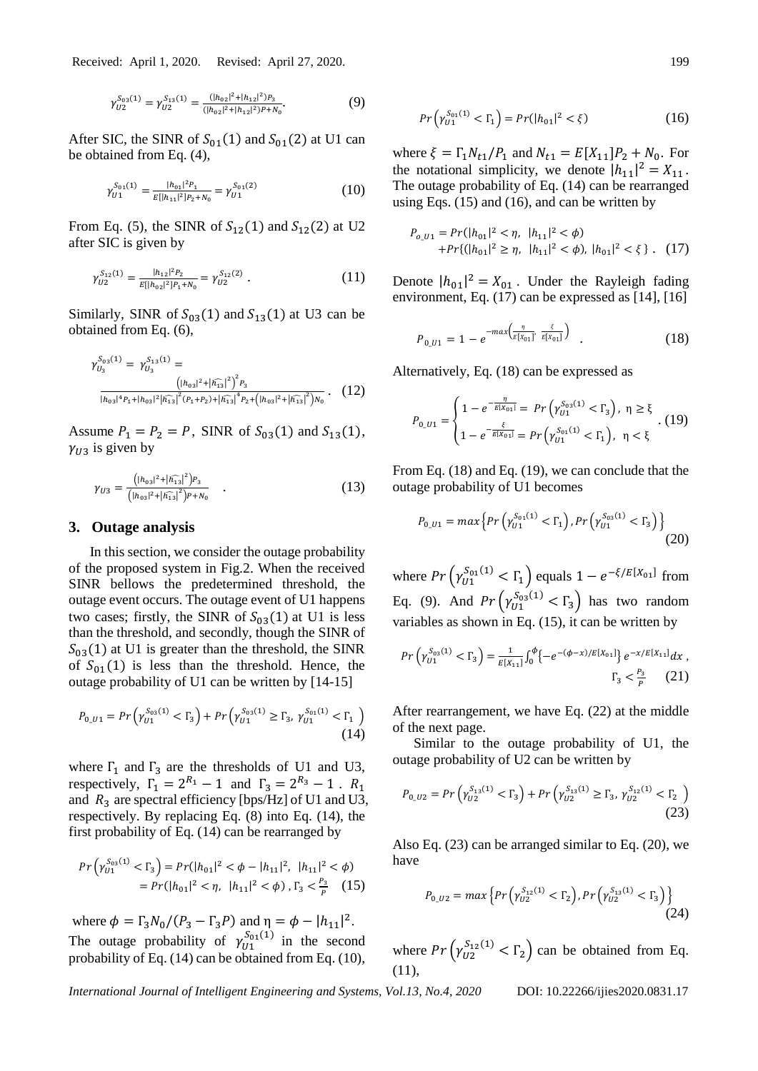$$\gamma_{U2}^{S_{03}(1)} = \gamma_{U2}^{S_{13}(1)} = \frac{(|h_{02}|^2+|h_{12}|^2)P_3}{(|h_{02}|^2+|h_{12}|^2)P+N_0}. \quad (9)$$

After SIC, the SINR of $S_{01}(1)$ and $S_{01}(2)$ at U1 can be obtained from Eq. (4),

$$\gamma_{U1}^{S_{01}(1)} = \frac{|h_{01}|^2 P_1}{E[|h_{11}|^2]P_2+N_0} = \gamma_{U1}^{S_{01}(2)} \quad (10)$$

From Eq. (5), the SINR of $S_{12}(1)$ and $S_{12}(2)$ at U2 after SIC is given by

$$\gamma_{U2}^{S_{12}(1)} = \frac{|h_{12}|^2 P_2}{E[|h_{02}|^2]P_1+N_0} = \gamma_{U2}^{S_{12}(2)} \; . \quad (11)$$

Similarly, SINR of $S_{03}(1)$ and $S_{13}(1)$ at U3 can be obtained from Eq. (6),

$$\gamma_{U_3}^{S_{03}(1)} = \gamma_{U_3}^{S_{13}(1)} = \frac{\left(|h_{03}|^2+\left|\widehat{h_{13}}\right|^2\right)^2 P_3}{|h_{03}|^4 P_1+|h_{03}|^2\left|\widehat{h_{13}}\right|^2(P_1+P_2)+\left|\widehat{h_{13}}\right|^4 P_2+\left(|h_{03}|^2+\left|\widehat{h_{13}}\right|^2\right)N_0} . \quad (12)$$

Assume $P_1 = P_2 = P$, SINR of $S_{03}(1)$ and $S_{13}(1)$, $\gamma_{U3}$ is given by

$$\gamma_{U3} = \frac{\left(|h_{03}|^2+\left|\widehat{h_{13}}\right|^2\right)P_3}{\left(|h_{03}|^2+\left|\widehat{h_{13}}\right|^2\right)P+N_0} \quad . \quad (13)$$

## 3. Outage analysis

In this section, we consider the outage probability of the proposed system in Fig.2. When the received SINR bellows the predetermined threshold, the outage event occurs. The outage event of U1 happens two cases; firstly, the SINR of $S_{03}(1)$ at U1 is less than the threshold, and secondly, though the SINR of $S_{03}(1)$ at U1 is greater than the threshold, the SINR of $S_{01}(1)$ is less than the threshold. Hence, the outage probability of U1 can be written by [14-15]

$$P_{0\_U1} = Pr\left(\gamma_{U1}^{S_{03}(1)} < \Gamma_3\right) + Pr\left(\gamma_{U1}^{S_{03}(1)} \geq \Gamma_3,\ \gamma_{U1}^{S_{01}(1)} < \Gamma_1\ \right) \quad (14)$$

where $\Gamma_1$ and $\Gamma_3$ are the thresholds of U1 and U3, respectively, $\Gamma_1 = 2^{R_1}-1$ and $\Gamma_3 = 2^{R_3}-1$ . $R_1$ and $R_3$ are spectral efficiency [bps/Hz] of U1 and U3, respectively. By replacing Eq. (8) into Eq. (14), the first probability of Eq. (14) can be rearranged by

$$\begin{aligned} Pr\left(\gamma_{U1}^{S_{03}(1)} < \Gamma_3\right) &= Pr(|h_{01}|^2 < \phi - |h_{11}|^2,\ |h_{11}|^2 < \phi) \\ &= Pr(|h_{01}|^2 < \eta,\ |h_{11}|^2 < \phi)\ , \Gamma_3 < \tfrac{P_3}{P} \quad (15) \end{aligned}$$

where $\phi = \Gamma_3 N_0/(P_3 - \Gamma_3 P)$ and $\eta = \phi - |h_{11}|^2$. The outage probability of $\gamma_{U1}^{S_{01}(1)}$ in the second probability of Eq. (14) can be obtained from Eq. (10),

$$Pr\left(\gamma_{U1}^{S_{01}(1)} < \Gamma_1\right) = Pr(|h_{01}|^2 < \xi) \quad (16)$$

where $\xi = \Gamma_1 N_{t1}/P_1$ and $N_{t1} = E[X_{11}]P_2 + N_0$. For the notational simplicity, we denote $|h_{11}|^2 = X_{11}$. The outage probability of Eq. (14) can be rearranged using Eqs. (15) and (16), and can be written by

$$\begin{aligned} P_{o\_U1} &= Pr(|h_{01}|^2 < \eta,\ |h_{11}|^2 < \phi) \\ &+ Pr\{(|h_{01}|^2 \geq \eta,\ |h_{11}|^2 < \phi),\ |h_{01}|^2 < \xi\}\ . \quad (17) \end{aligned}$$

Denote $|h_{01}|^2 = X_{01}$ . Under the Rayleigh fading environment, Eq. (17) can be expressed as [14], [16]

$$P_{0\_U1} = 1 - e^{-max\left(\frac{\eta}{E[X_{01}]},\ \frac{\xi}{E[X_{01}]}\right)} \quad . \quad (18)$$

Alternatively, Eq. (18) can be expressed as

$$P_{0\_U1} = \begin{cases} 1 - e^{-\frac{\eta}{E[X_{01}]}} = Pr\left(\gamma_{U1}^{S_{03}(1)} < \Gamma_3\right),\ \eta \geq \xi \\ 1 - e^{-\frac{\xi}{E[X_{01}]}} = Pr\left(\gamma_{U1}^{S_{01}(1)} < \Gamma_1\right),\ \eta < \xi \end{cases} . \quad (19)$$

From Eq. (18) and Eq. (19), we can conclude that the outage probability of U1 becomes

$$P_{0\_U1} = max\left\{Pr\left(\gamma_{U1}^{S_{01}(1)} < \Gamma_1\right), Pr\left(\gamma_{U1}^{S_{03}(1)} < \Gamma_3\right)\right\} \quad (20)$$

where $Pr\left(\gamma_{U1}^{S_{01}(1)} < \Gamma_1\right)$ equals $1 - e^{-\xi/E[X_{01}]}$ from Eq. (9). And $Pr\left(\gamma_{U1}^{S_{03}(1)} < \Gamma_3\right)$ has two random variables as shown in Eq. (15), it can be written by

$$Pr\left(\gamma_{U1}^{S_{03}(1)} < \Gamma_3\right) = \frac{1}{E[X_{11}]}\int_0^{\phi}\left\{-e^{-(\phi-x)/E[X_{01}]}\right\}e^{-x/E[X_{11}]}dx\ ,\quad \Gamma_3 < \frac{P_3}{P} \quad (21)$$

After rearrangement, we have Eq. (22) at the middle of the next page.

Similar to the outage probability of U1, the outage probability of U2 can be written by

$$P_{0\_U2} = Pr\left(\gamma_{U2}^{S_{13}(1)} < \Gamma_3\right) + Pr\left(\gamma_{U2}^{S_{13}(1)} \geq \Gamma_3,\ \gamma_{U2}^{S_{12}(1)} < \Gamma_2\ \right) \quad (23)$$

Also Eq. (23) can be arranged similar to Eq. (20), we have

$$P_{0\_U2} = max\left\{Pr\left(\gamma_{U2}^{S_{12}(1)} < \Gamma_2\right), Pr\left(\gamma_{U2}^{S_{13}(1)} < \Gamma_3\right)\right\} \quad (24)$$

where $Pr\left(\gamma_{U2}^{S_{12}(1)} < \Gamma_2\right)$ can be obtained from Eq. (11),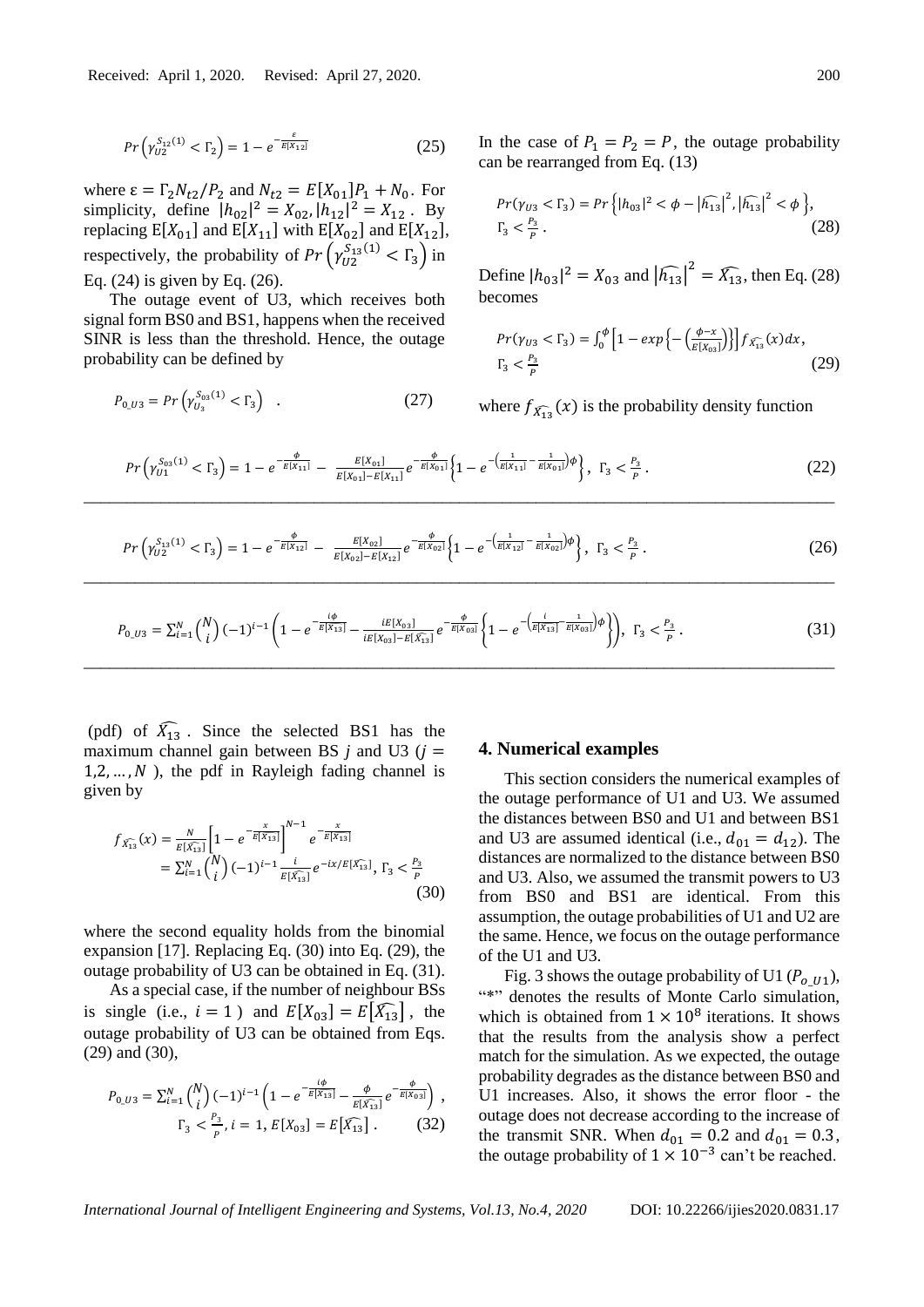$$Pr\left(\gamma_{U2}^{S_{12}(1)} < \Gamma_2\right) = 1 - e^{-\frac{\varepsilon}{E[X_{12}]}} \tag{25}$$

where $\varepsilon = \Gamma_2 N_{t2}/P_2$ and $N_{t2} = E[X_{01}]P_1 + N_0$. For simplicity, define $|h_{02}|^2 = X_{02}, |h_{12}|^2 = X_{12}$. By replacing $E[X_{01}]$ and $E[X_{11}]$ with $E[X_{02}]$ and $E[X_{12}]$, respectively, the probability of $Pr\left(\gamma_{U2}^{S_{13}(1)} < \Gamma_3\right)$ in Eq. (24) is given by Eq. (26).

The outage event of U3, which receives both signal form BS0 and BS1, happens when the received SINR is less than the threshold. Hence, the outage probability can be defined by

$$P_{0\_U3} = Pr\left(\gamma_{U_3}^{S_{03}(1)} < \Gamma_3\right) \tag{27}$$

In the case of $P_1 = P_2 = P$, the outage probability can be rearranged from Eq. (13)

$$Pr(\gamma_{U3} < \Gamma_3) = Pr\left\{|h_{03}|^2 < \phi - \left|\widehat{h_{13}}\right|^2, \left|\widehat{h_{13}}\right|^2 < \phi\right\}, \quad \Gamma_3 < \frac{P_3}{P}. \tag{28}$$

Define $|h_{03}|^2 = X_{03}$ and $\left|\widehat{h_{13}}\right|^2 = \widehat{X_{13}}$, then Eq. (28) becomes

$$Pr(\gamma_{U3} < \Gamma_3) = \int_0^{\phi}\left[1 - exp\left\{-\left(\frac{\phi - x}{E[X_{03}]}\right)\right\}\right] f_{\widehat{X_{13}}}(x)dx, \quad \Gamma_3 < \frac{P_3}{P} \tag{29}$$

where $f_{\widehat{X_{13}}}(x)$ is the probability density function

$$Pr\left(\gamma_{U1}^{S_{03}(1)} < \Gamma_3\right) = 1 - e^{-\frac{\phi}{E[X_{11}]}} - \frac{E[X_{01}]}{E[X_{01}] - E[X_{11}]} e^{-\frac{\phi}{E[X_{01}]}}\left\{1 - e^{-\left(\frac{1}{E[X_{11}]} - \frac{1}{E[X_{01}]}\right)\phi}\right\}, \quad \Gamma_3 < \frac{P_3}{P}. \tag{22}$$

$$Pr\left(\gamma_{U2}^{S_{13}(1)} < \Gamma_3\right) = 1 - e^{-\frac{\phi}{E[X_{12}]}} - \frac{E[X_{02}]}{E[X_{02}] - E[X_{12}]} e^{-\frac{\phi}{E[X_{02}]}}\left\{1 - e^{-\left(\frac{1}{E[X_{12}]} - \frac{1}{E[X_{02}]}\right)\phi}\right\}, \quad \Gamma_3 < \frac{P_3}{P}. \tag{26}$$

$$P_{0\_U3} = \sum_{i=1}^{N}\binom{N}{i}(-1)^{i-1}\left(1 - e^{-\frac{i\phi}{E[\widehat{X_{13}}]}} - \frac{iE[X_{03}]}{iE[X_{03}] - E[\widehat{X_{13}}]} e^{-\frac{\phi}{E[X_{03}]}}\left\{1 - e^{-\left(\frac{i}{E[\widehat{X_{13}}]} - \frac{1}{E[X_{03}]}\right)\phi}\right\}\right), \quad \Gamma_3 < \frac{P_3}{P}. \tag{31}$$

(pdf) of $\widehat{X_{13}}$. Since the selected BS1 has the maximum channel gain between BS $j$ and U3 ($j = 1, 2, \ldots, N$), the pdf in Rayleigh fading channel is given by

$$\begin{aligned} f_{\widehat{X_{13}}}(x) &= \frac{N}{E[\widehat{X_{13}}]}\left[1 - e^{-\frac{x}{E[\widehat{X_{13}}]}}\right]^{N-1} e^{-\frac{x}{E[\widehat{X_{13}}]}} \\ &= \sum_{i=1}^{N}\binom{N}{i}(-1)^{i-1}\frac{i}{E[\widehat{X_{13}}]} e^{-ix/E[\widehat{X_{13}}]}, \quad \Gamma_3 < \frac{P_3}{P} \end{aligned} \tag{30}$$

where the second equality holds from the binomial expansion [17]. Replacing Eq. (30) into Eq. (29), the outage probability of U3 can be obtained in Eq. (31).

As a special case, if the number of neighbour BSs is single (i.e., $i = 1$) and $E[X_{03}] = E\left[\widehat{X_{13}}\right]$, the outage probability of U3 can be obtained from Eqs. (29) and (30),

$$P_{0\_U3} = \sum_{i=1}^{N}\binom{N}{i}(-1)^{i-1}\left(1 - e^{-\frac{i\phi}{E[\widehat{X_{13}}]}} - \frac{\phi}{E[\widehat{X_{13}}]} e^{-\frac{\phi}{E[X_{03}]}}\right), \quad \Gamma_3 < \frac{P_3}{P}, i = 1, E[X_{03}] = E\left[\widehat{X_{13}}\right]. \tag{32}$$

## 4. Numerical examples

This section considers the numerical examples of the outage performance of U1 and U3. We assumed the distances between BS0 and U1 and between BS1 and U3 are assumed identical (i.e., $d_{01} = d_{12}$). The distances are normalized to the distance between BS0 and U3. Also, we assumed the transmit powers to U3 from BS0 and BS1 are identical. From this assumption, the outage probabilities of U1 and U2 are the same. Hence, we focus on the outage performance of the U1 and U3.

Fig. 3 shows the outage probability of U1 ($P_{o\_U1}$), "*" denotes the results of Monte Carlo simulation, which is obtained from $1 \times 10^8$ iterations. It shows that the results from the analysis show a perfect match for the simulation. As we expected, the outage probability degrades as the distance between BS0 and U1 increases. Also, it shows the error floor - the outage does not decrease according to the increase of the transmit SNR. When $d_{01} = 0.2$ and $d_{01} = 0.3$, the outage probability of $1 \times 10^{-3}$ can't be reached.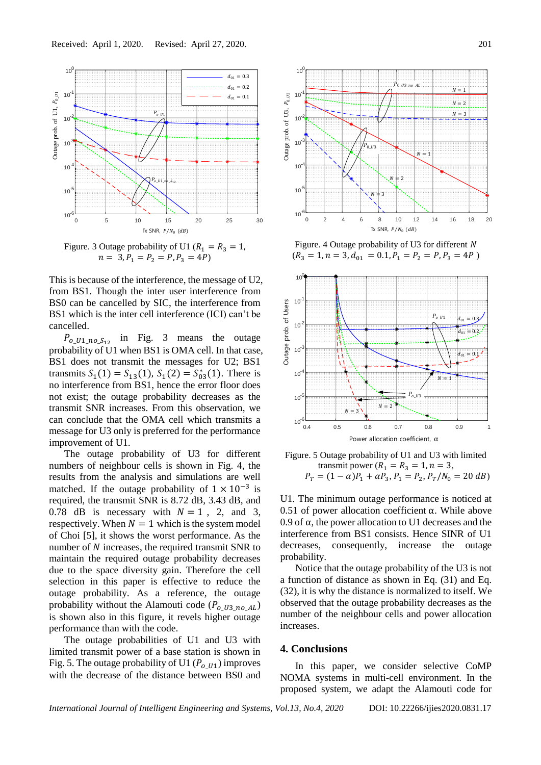Figure. 3 Outage probability of U1 ($R_1 = R_3 = 1$, $n = 3, P_1 = P_2 = P, P_3 = 4P$)

Figure. 4 Outage probability of U3 for different $N$ ($R_3 = 1, n = 3, d_{01} = 0.1, P_1 = P_2 = P, P_3 = 4P$ )

Figure. 5 Outage probability of U1 and U3 with limited transmit power ($R_1 = R_3 = 1, n = 3$, $P_T = (1-\alpha)P_1 + \alpha P_3, P_1 = P_2, P_T/N_0 = 20\ dB$)

This is because of the interference, the message of U2, from BS1. Though the inter user interference from BS0 can be cancelled by SIC, the interference from BS1 which is the inter cell interference (ICI) can't be cancelled.

$P_{o\_U1\_no\_S_{12}}$ in Fig. 3 means the outage probability of U1 when BS1 is OMA cell. In that case, BS1 does not transmit the messages for U2; BS1 transmits $S_1(1) = S_{13}(1)$, $S_1(2) = S_{03}^*(1)$. There is no interference from BS1, hence the error floor does not exist; the outage probability decreases as the transmit SNR increases. From this observation, we can conclude that the OMA cell which transmits a message for U3 only is preferred for the performance improvement of U1.

The outage probability of U3 for different numbers of neighbour cells is shown in Fig. 4, the results from the analysis and simulations are well matched. If the outage probability of $1 \times 10^{-3}$ is required, the transmit SNR is 8.72 dB, 3.43 dB, and 0.78 dB is necessary with $N = 1$, 2, and 3, respectively. When $N = 1$ which is the system model of Choi [5], it shows the worst performance. As the number of $N$ increases, the required transmit SNR to maintain the required outage probability decreases due to the space diversity gain. Therefore the cell selection in this paper is effective to reduce the outage probability. As a reference, the outage probability without the Alamouti code ($P_{o\_U3\_no\_AL}$) is shown also in this figure, it reveals higher outage performance than with the code.

The outage probabilities of U1 and U3 with limited transmit power of a base station is shown in Fig. 5. The outage probability of U1 ($P_{o\_U1}$) improves with the decrease of the distance between BS0 and U1. The minimum outage performance is noticed at 0.51 of power allocation coefficient α. While above 0.9 of α, the power allocation to U1 decreases and the interference from BS1 consists. Hence SINR of U1 decreases, consequently, increase the outage probability.

Notice that the outage probability of the U3 is not a function of distance as shown in Eq. (31) and Eq. (32), it is why the distance is normalized to itself. We observed that the outage probability decreases as the number of the neighbour cells and power allocation increases.

## 4. Conclusions

In this paper, we consider selective CoMP NOMA systems in multi-cell environment. In the proposed system, we adapt the Alamouti code for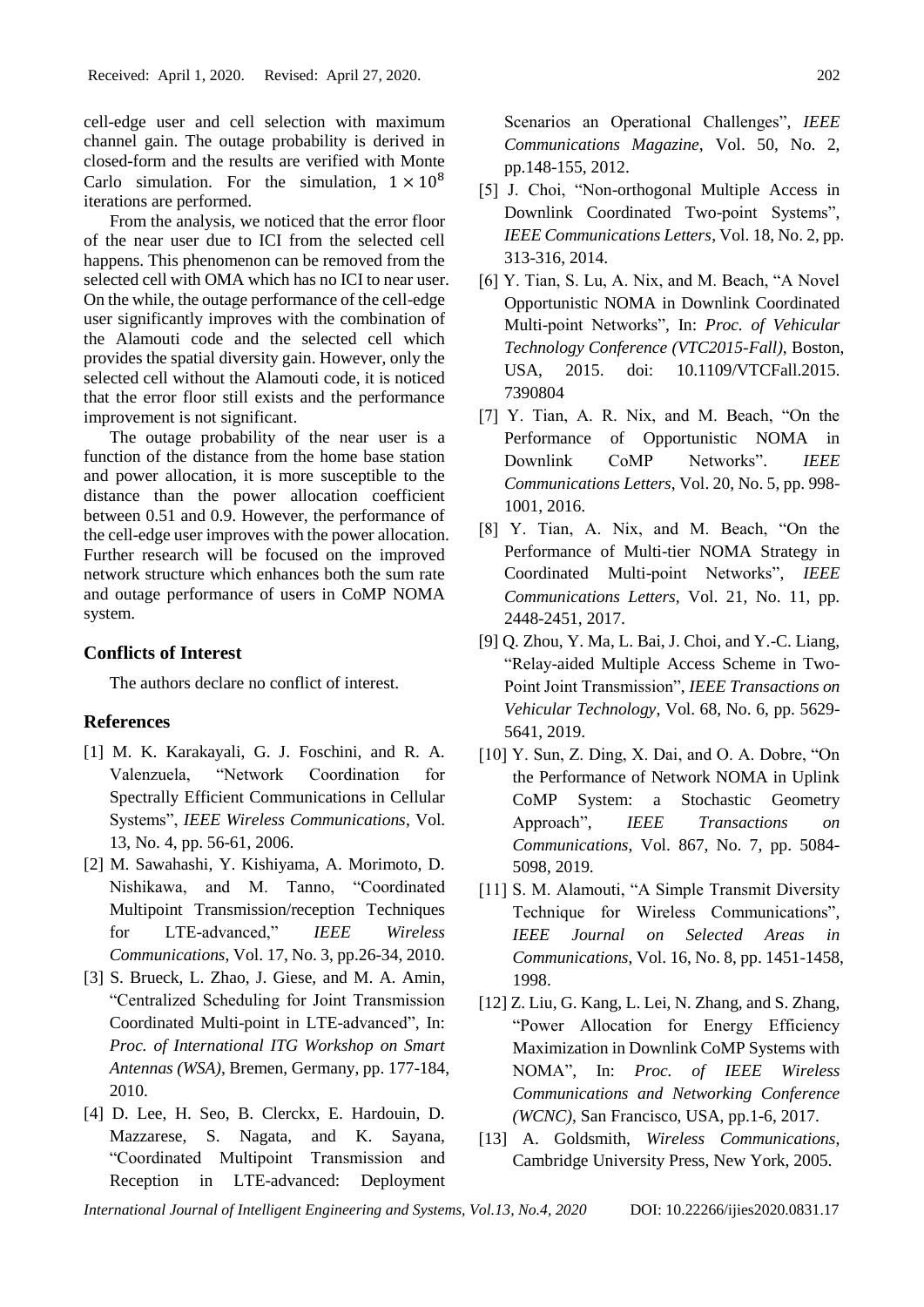cell-edge user and cell selection with maximum channel gain. The outage probability is derived in closed-form and the results are verified with Monte Carlo simulation. For the simulation, $1 \times 10^8$ iterations are performed.

From the analysis, we noticed that the error floor of the near user due to ICI from the selected cell happens. This phenomenon can be removed from the selected cell with OMA which has no ICI to near user. On the while, the outage performance of the cell-edge user significantly improves with the combination of the Alamouti code and the selected cell which provides the spatial diversity gain. However, only the selected cell without the Alamouti code, it is noticed that the error floor still exists and the performance improvement is not significant.

The outage probability of the near user is a function of the distance from the home base station and power allocation, it is more susceptible to the distance than the power allocation coefficient between 0.51 and 0.9. However, the performance of the cell-edge user improves with the power allocation. Further research will be focused on the improved network structure which enhances both the sum rate and outage performance of users in CoMP NOMA system.

## Conflicts of Interest

The authors declare no conflict of interest.

## References

[1] M. K. Karakayali, G. J. Foschini, and R. A. Valenzuela, "Network Coordination for Spectrally Efficient Communications in Cellular Systems", *IEEE Wireless Communications*, Vol. 13, No. 4, pp. 56-61, 2006.

[2] M. Sawahashi, Y. Kishiyama, A. Morimoto, D. Nishikawa, and M. Tanno, "Coordinated Multipoint Transmission/reception Techniques for LTE-advanced," *IEEE Wireless Communications*, Vol. 17, No. 3, pp.26-34, 2010.

[3] S. Brueck, L. Zhao, J. Giese, and M. A. Amin, "Centralized Scheduling for Joint Transmission Coordinated Multi-point in LTE-advanced", In: *Proc. of International ITG Workshop on Smart Antennas (WSA)*, Bremen, Germany, pp. 177-184, 2010.

[4] D. Lee, H. Seo, B. Clerckx, E. Hardouin, D. Mazzarese, S. Nagata, and K. Sayana, "Coordinated Multipoint Transmission and Reception in LTE-advanced: Deployment Scenarios an Operational Challenges", *IEEE Communications Magazine*, Vol. 50, No. 2, pp.148-155, 2012.

[5] J. Choi, "Non-orthogonal Multiple Access in Downlink Coordinated Two-point Systems", *IEEE Communications Letters*, Vol. 18, No. 2, pp. 313-316, 2014.

[6] Y. Tian, S. Lu, A. Nix, and M. Beach, "A Novel Opportunistic NOMA in Downlink Coordinated Multi-point Networks", In: *Proc. of Vehicular Technology Conference (VTC2015-Fall)*, Boston, USA, 2015. doi: 10.1109/VTCFall.2015.7390804

[7] Y. Tian, A. R. Nix, and M. Beach, "On the Performance of Opportunistic NOMA in Downlink CoMP Networks". *IEEE Communications Letters*, Vol. 20, No. 5, pp. 998-1001, 2016.

[8] Y. Tian, A. Nix, and M. Beach, "On the Performance of Multi-tier NOMA Strategy in Coordinated Multi-point Networks", *IEEE Communications Letters*, Vol. 21, No. 11, pp. 2448-2451, 2017.

[9] Q. Zhou, Y. Ma, L. Bai, J. Choi, and Y.-C. Liang, "Relay-aided Multiple Access Scheme in Two-Point Joint Transmission", *IEEE Transactions on Vehicular Technology*, Vol. 68, No. 6, pp. 5629-5641, 2019.

[10] Y. Sun, Z. Ding, X. Dai, and O. A. Dobre, "On the Performance of Network NOMA in Uplink CoMP System: a Stochastic Geometry Approach", *IEEE Transactions on Communications*, Vol. 867, No. 7, pp. 5084-5098, 2019.

[11] S. M. Alamouti, "A Simple Transmit Diversity Technique for Wireless Communications", *IEEE Journal on Selected Areas in Communications*, Vol. 16, No. 8, pp. 1451-1458, 1998.

[12] Z. Liu, G. Kang, L. Lei, N. Zhang, and S. Zhang, "Power Allocation for Energy Efficiency Maximization in Downlink CoMP Systems with NOMA", In: *Proc. of IEEE Wireless Communications and Networking Conference (WCNC)*, San Francisco, USA, pp.1-6, 2017.

[13] A. Goldsmith, *Wireless Communications*, Cambridge University Press, New York, 2005.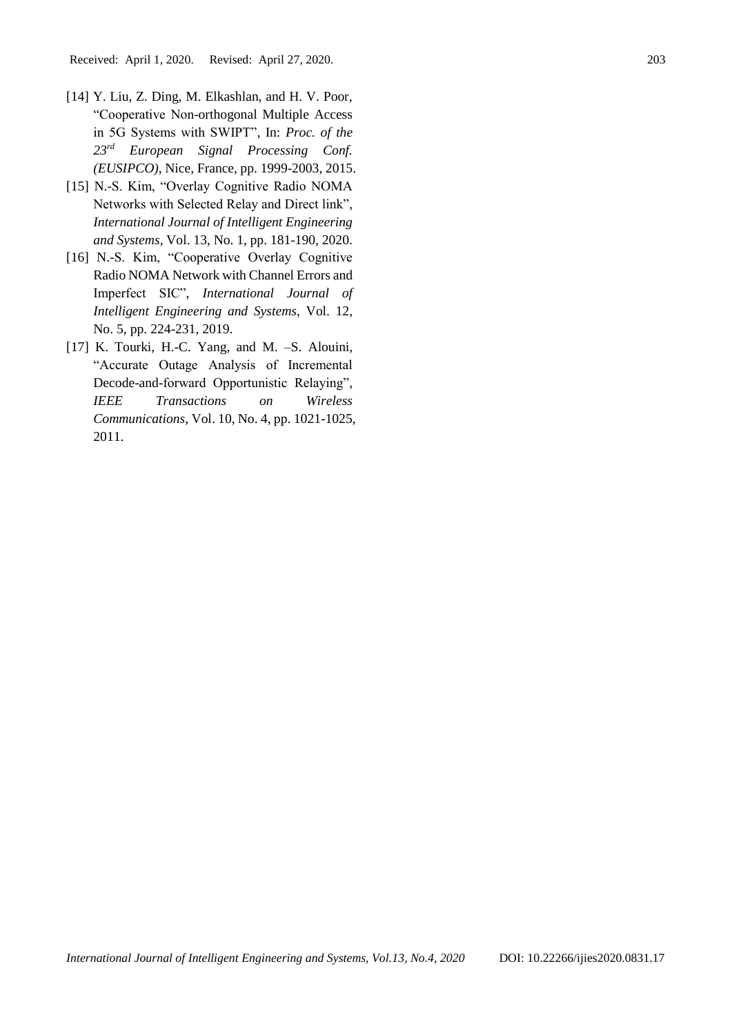[14] Y. Liu, Z. Ding, M. Elkashlan, and H. V. Poor, "Cooperative Non-orthogonal Multiple Access in 5G Systems with SWIPT", In: *Proc. of the 23rd European Signal Processing Conf. (EUSIPCO)*, Nice, France, pp. 1999-2003, 2015.

[15] N.-S. Kim, "Overlay Cognitive Radio NOMA Networks with Selected Relay and Direct link", *International Journal of Intelligent Engineering and Systems*, Vol. 13, No. 1, pp. 181-190, 2020.

[16] N.-S. Kim, "Cooperative Overlay Cognitive Radio NOMA Network with Channel Errors and Imperfect SIC", *International Journal of Intelligent Engineering and Systems*, Vol. 12, No. 5, pp. 224-231, 2019.

[17] K. Tourki, H.-C. Yang, and M. –S. Alouini, "Accurate Outage Analysis of Incremental Decode-and-forward Opportunistic Relaying", *IEEE Transactions on Wireless Communications*, Vol. 10, No. 4, pp. 1021-1025, 2011.